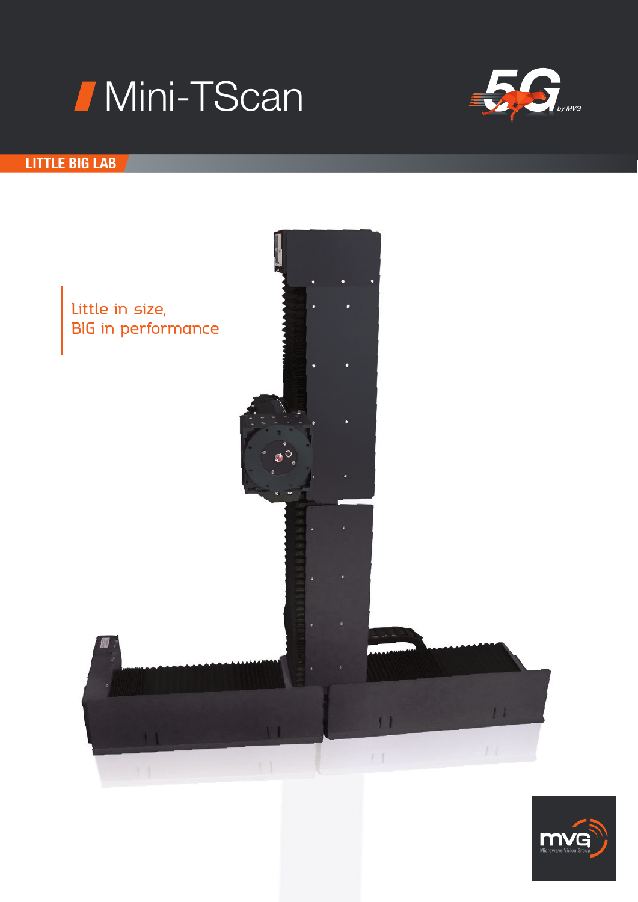# Mini-TScan

5G by MVG

**LITTLE BIG LAB**

Little in size,
BIG in performance

MVG
Microwave Vision Group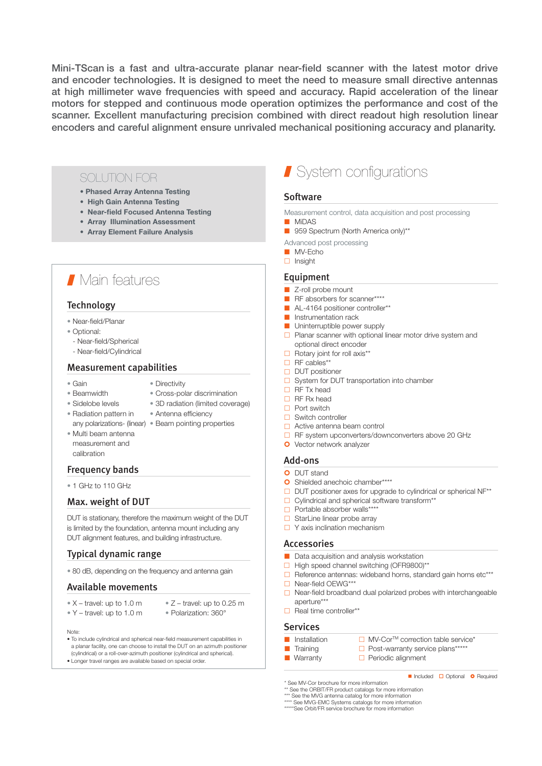Mini-TScan is a fast and ultra-accurate planar near-field scanner with the latest motor drive and encoder technologies. It is designed to meet the need to measure small directive antennas at high millimeter wave frequencies with speed and accuracy. Rapid acceleration of the linear motors for stepped and continuous mode operation optimizes the performance and cost of the scanner. Excellent manufacturing precision combined with direct readout high resolution linear encoders and careful alignment ensure unrivaled mechanical positioning accuracy and planarity.

## SOLUTION FOR

- **Phased Array Antenna Testing**
- **High Gain Antenna Testing**
- **Near-field Focused Antenna Testing**
- **Array Illumination Assessment**
- **Array Element Failure Analysis**

# Main features

## Technology

- Near-field/Planar
- Optional:
  - Near-field/Spherical
  - Near-field/Cylindrical

## Measurement capabilities

- Gain
- Beamwidth
- Sidelobe levels
- Radiation pattern in any polarizations- (linear)
- Multi beam antenna measurement and calibration
- Directivity
- Cross-polar discrimination
- 3D radiation (limited coverage)
- Antenna efficiency
- Beam pointing properties

## Frequency bands

- 1 GHz to 110 GHz

## Max. weight of DUT

DUT is stationary, therefore the maximum weight of the DUT is limited by the foundation, antenna mount including any DUT alignment features, and building infrastructure.

## Typical dynamic range

- 80 dB, depending on the frequency and antenna gain

## Available movements

- X – travel: up to 1.0 m
- Y – travel: up to 1.0 m
- Z – travel: up to 0.25 m
- Polarization: 360°

Note:
- To include cylindrical and spherical near-field measurement capabilities in a planar facility, one can choose to install the DUT on an azimuth positioner (cylindrical) or a roll-over-azimuth positioner (cylindrical and spherical).
- Longer travel ranges are available based on special order.

# System configurations

## Software

Measurement control, data acquisition and post processing

- ■ MiDAS
- ■ 959 Spectrum (North America only)**

Advanced post processing

- ■ MV-Echo
- □ Insight

## Equipment

- ■ Z-roll probe mount
- ■ RF absorbers for scanner****
- ■ AL-4164 positioner controller**
- ■ Instrumentation rack
- ■ Uninterruptible power supply
- □ Planar scanner with optional linear motor drive system and optional direct encoder
- □ Rotary joint for roll axis**
- □ RF cables**
- □ DUT positioner
- □ System for DUT transportation into chamber
- □ RF Tx head
- □ RF Rx head
- □ Port switch
- □ Switch controller
- □ Active antenna beam control
- □ RF system upconverters/downconverters above 20 GHz
- ○ Vector network analyzer

## Add-ons

- ○ DUT stand
- ○ Shielded anechoic chamber****
- □ DUT positioner axes for upgrade to cylindrical or spherical NF**
- □ Cylindrical and spherical software transform**
- □ Portable absorber walls****
- □ StarLine linear probe array
- □ Y axis inclination mechanism

## Accessories

- ■ Data acquisition and analysis workstation
- □ High speed channel switching (OFR9800)**
- □ Reference antennas: wideband horns, standard gain horns etc***
- □ Near-field OEWG***
- □ Near-field broadband dual polarized probes with interchangeable aperture***
- □ Real time controller**

## Services

- ■ Installation
- ■ Training
- ■ Warranty
- □ MV-Cor™ correction table service*
- □ Post-warranty service plans*****
- □ Periodic alignment

■ Included □ Optional ○ Required

\* See MV-Cor brochure for more information
** See the ORBIT/FR product catalogs for more information
*** See the MVG antenna catalog for more information
**** See MVG-EMC Systems catalogs for more information
*****See Orbit/FR service brochure for more information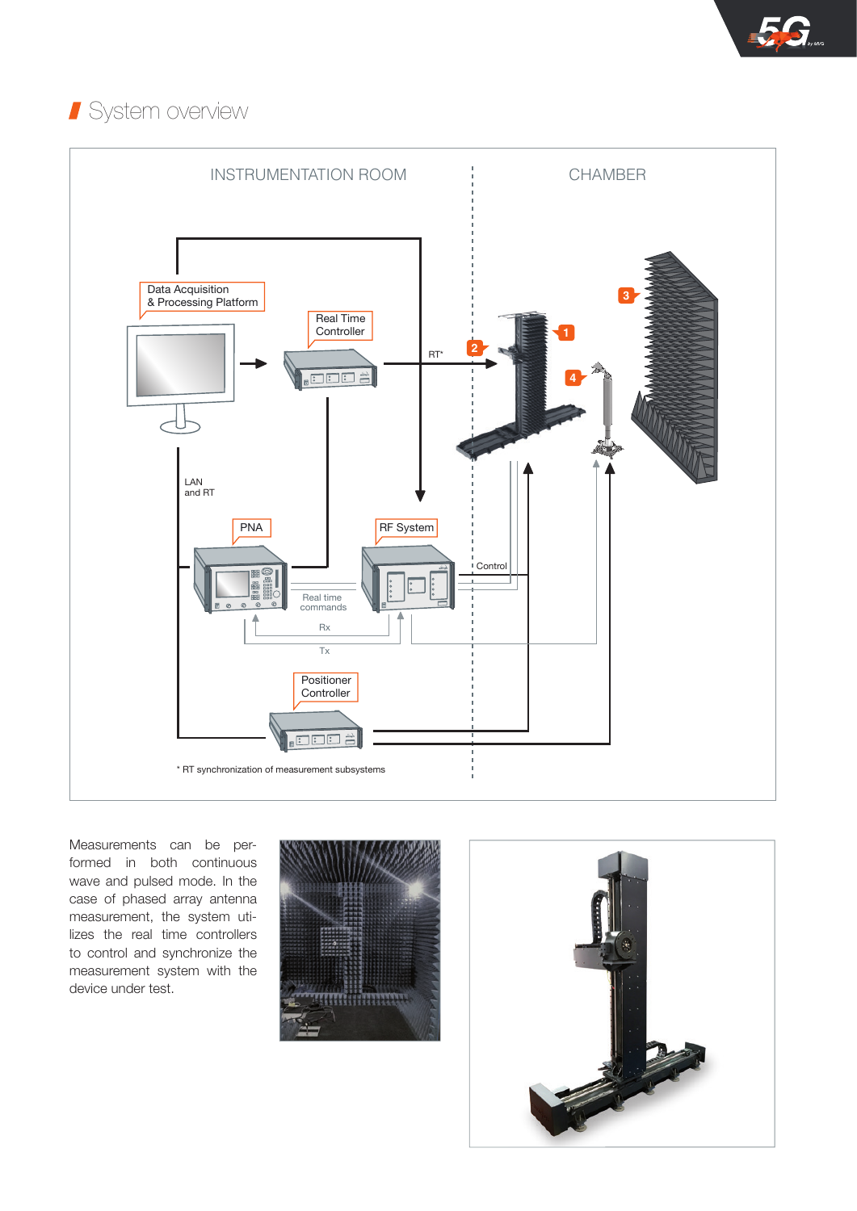## System overview

INSTRUMENTATION ROOM

CHAMBER

Data Acquisition & Processing Platform

Real Time Controller

RT*

LAN and RT

PNA

RF System

Real time commands

Rx

Tx

Control

Positioner Controller

1

2

3

4

\* RT synchronization of measurement subsystems

Measurements can be performed in both continuous wave and pulsed mode. In the case of phased array antenna measurement, the system utilizes the real time controllers to control and synchronize the measurement system with the device under test.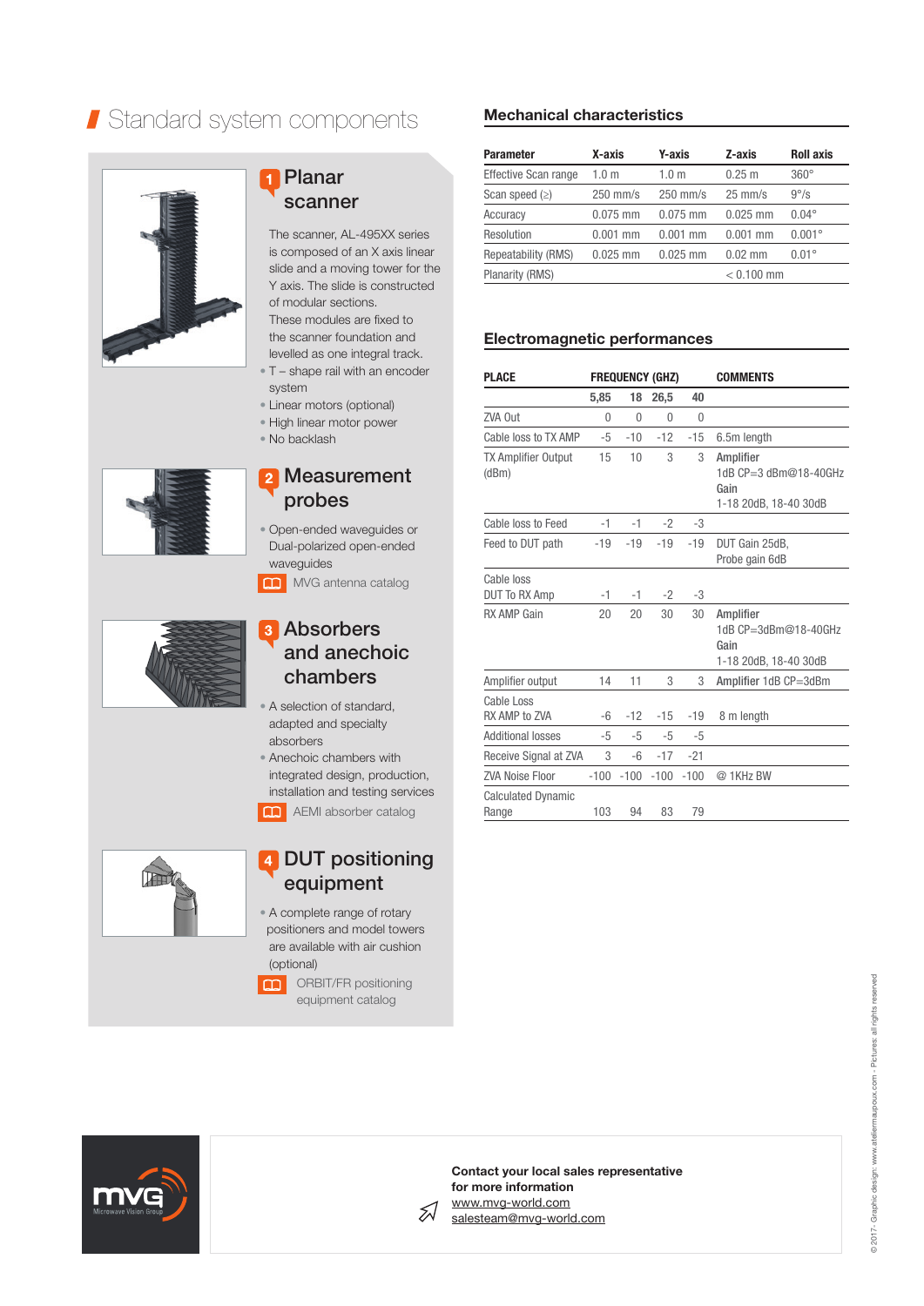# Standard system components

## 1 Planar scanner

The scanner, AL-495XX series is composed of an X axis linear slide and a moving tower for the Y axis. The slide is constructed of modular sections. These modules are fixed to the scanner foundation and levelled as one integral track.

- T – shape rail with an encoder system
- Linear motors (optional)
- High linear motor power
- No backlash

## 2 Measurement probes

- Open-ended waveguides or Dual-polarized open-ended waveguides

MVG antenna catalog

## 3 Absorbers and anechoic chambers

- A selection of standard, adapted and specialty absorbers
- Anechoic chambers with integrated design, production, installation and testing services

AEMI absorber catalog

## 4 DUT positioning equipment

- A complete range of rotary positioners and model towers are available with air cushion (optional)

ORBIT/FR positioning equipment catalog

## Mechanical characteristics

| Parameter | X-axis | Y-axis | Z-axis | Roll axis |
|---|---|---|---|---|
| Effective Scan range | 1.0 m | 1.0 m | 0.25 m | 360° |
| Scan speed (≥) | 250 mm/s | 250 mm/s | 25 mm/s | 9°/s |
| Accuracy | 0.075 mm | 0.075 mm | 0.025 mm | 0.04° |
| Resolution | 0.001 mm | 0.001 mm | 0.001 mm | 0.001° |
| Repeatability (RMS) | 0.025 mm | 0.025 mm | 0.02 mm | 0.01° |
| Planarity (RMS) | | | < 0.100 mm | |

## Electromagnetic performances

| PLACE | FREQUENCY (GHZ) | | | | COMMENTS |
|---|---|---|---|---|---|
| | 5,85 | 18 | 26,5 | 40 | |
| ZVA Out | 0 | 0 | 0 | 0 | |
| Cable loss to TX AMP | -5 | -10 | -12 | -15 | 6.5m length |
| TX Amplifier Output (dBm) | 15 | 10 | 3 | 3 | Amplifier 1dB CP=3 dBm@18-40GHz Gain 1-18 20dB, 18-40 30dB |
| Cable loss to Feed | -1 | -1 | -2 | -3 | |
| Feed to DUT path | -19 | -19 | -19 | -19 | DUT Gain 25dB, Probe gain 6dB |
| Cable loss DUT To RX Amp | -1 | -1 | -2 | -3 | |
| RX AMP Gain | 20 | 20 | 30 | 30 | Amplifier 1dB CP=3dBm@18-40GHz Gain 1-18 20dB, 18-40 30dB |
| Amplifier output | 14 | 11 | 3 | 3 | Amplifier 1dB CP=3dBm |
| Cable Loss RX AMP to ZVA | -6 | -12 | -15 | -19 | 8 m length |
| Additional losses | -5 | -5 | -5 | -5 | |
| Receive Signal at ZVA | 3 | -6 | -17 | -21 | |
| ZVA Noise Floor | -100 | -100 | -100 | -100 | @ 1KHz BW |
| Calculated Dynamic Range | 103 | 94 | 83 | 79 | |

mvg Microwave Vision Group

**Contact your local sales representative for more information**
www.mvg-world.com
salesteam@mvg-world.com

© 2017 - Graphic design: www.ateliermaupoux.com - Pictures: all rights reserved